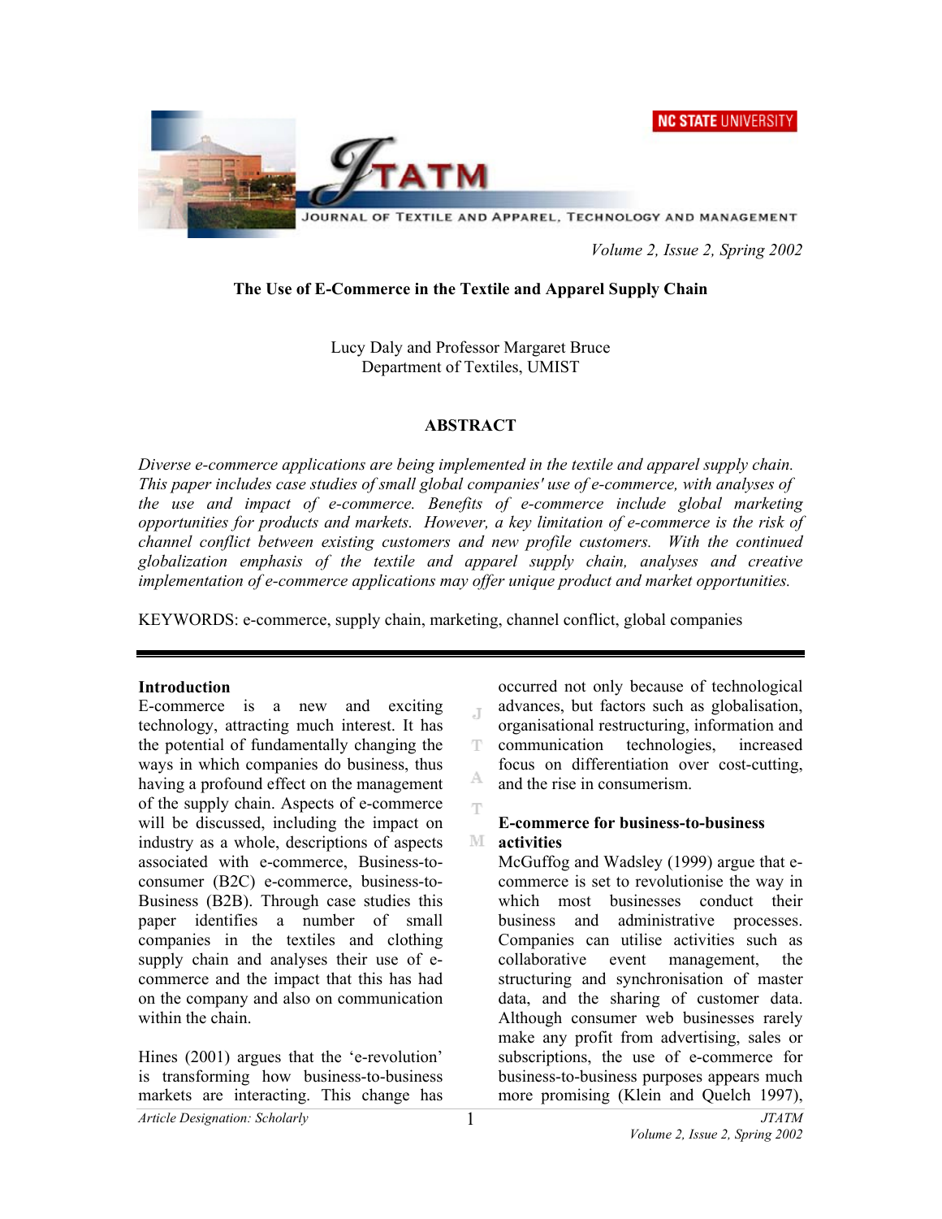# The Use of E-Commerce in the Textile and Apparel Supply Chain

Lucy Daly and Professor Margaret Bruce
Department of Textiles, UMIST

## ABSTRACT

*Diverse e-commerce applications are being implemented in the textile and apparel supply chain. This paper includes case studies of small global companies' use of e-commerce, with analyses of the use and impact of e-commerce. Benefits of e-commerce include global marketing opportunities for products and markets. However, a key limitation of e-commerce is the risk of channel conflict between existing customers and new profile customers. With the continued globalization emphasis of the textile and apparel supply chain, analyses and creative implementation of e-commerce applications may offer unique product and market opportunities.*

KEYWORDS: e-commerce, supply chain, marketing, channel conflict, global companies

## Introduction

E-commerce is a new and exciting technology, attracting much interest. It has the potential of fundamentally changing the ways in which companies do business, thus having a profound effect on the management of the supply chain. Aspects of e-commerce will be discussed, including the impact on industry as a whole, descriptions of aspects associated with e-commerce, Business-to-consumer (B2C) e-commerce, business-to-Business (B2B). Through case studies this paper identifies a number of small companies in the textiles and clothing supply chain and analyses their use of e-commerce and the impact that this has had on the company and also on communication within the chain.

Hines (2001) argues that the 'e-revolution' is transforming how business-to-business markets are interacting. This change has occurred not only because of technological advances, but factors such as globalisation, organisational restructuring, information and communication technologies, increased focus on differentiation over cost-cutting, and the rise in consumerism.

## E-commerce for business-to-business activities

McGuffog and Wadsley (1999) argue that e-commerce is set to revolutionise the way in which most businesses conduct their business and administrative processes. Companies can utilise activities such as collaborative event management, the structuring and synchronisation of master data, and the sharing of customer data. Although consumer web businesses rarely make any profit from advertising, sales or subscriptions, the use of e-commerce for business-to-business purposes appears much more promising (Klein and Quelch 1997),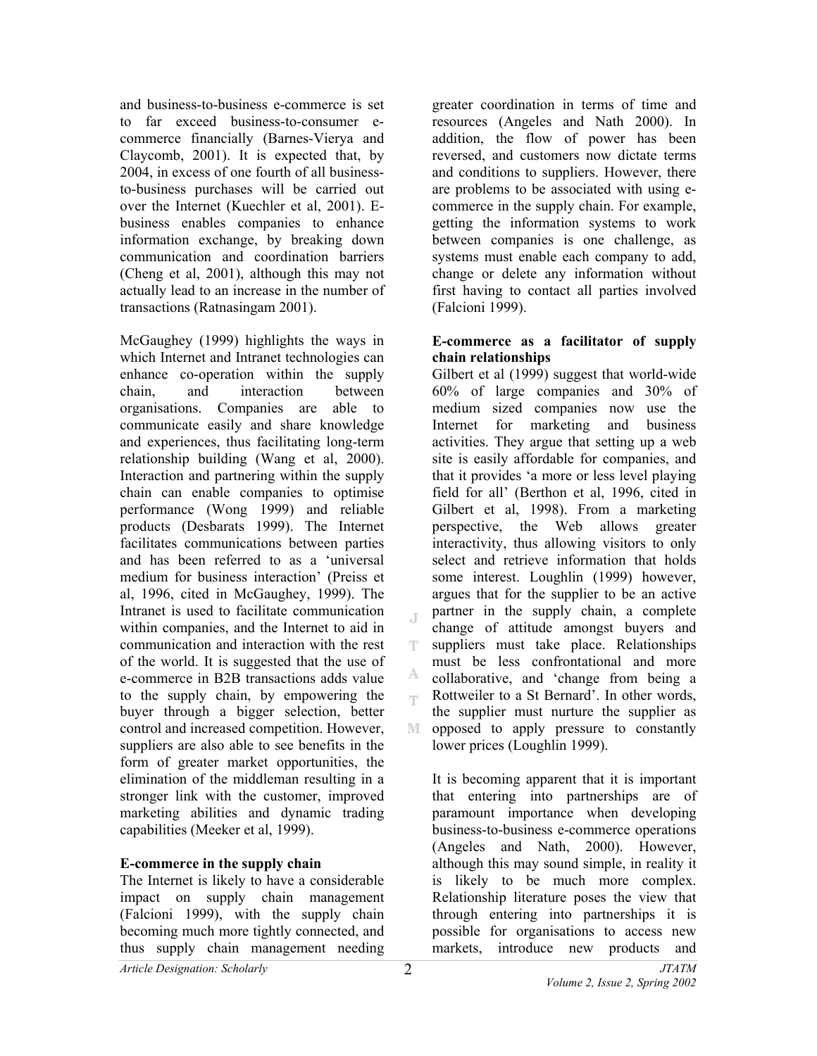and business-to-business e-commerce is set to far exceed business-to-consumer e-commerce financially (Barnes-Vierya and Claycomb, 2001). It is expected that, by 2004, in excess of one fourth of all business-to-business purchases will be carried out over the Internet (Kuechler et al, 2001). E-business enables companies to enhance information exchange, by breaking down communication and coordination barriers (Cheng et al, 2001), although this may not actually lead to an increase in the number of transactions (Ratnasingam 2001).

McGaughey (1999) highlights the ways in which Internet and Intranet technologies can enhance co-operation within the supply chain, and interaction between organisations. Companies are able to communicate easily and share knowledge and experiences, thus facilitating long-term relationship building (Wang et al, 2000). Interaction and partnering within the supply chain can enable companies to optimise performance (Wong 1999) and reliable products (Desbarats 1999). The Internet facilitates communications between parties and has been referred to as a 'universal medium for business interaction' (Preiss et al, 1996, cited in McGaughey, 1999). The Intranet is used to facilitate communication within companies, and the Internet to aid in communication and interaction with the rest of the world. It is suggested that the use of e-commerce in B2B transactions adds value to the supply chain, by empowering the buyer through a bigger selection, better control and increased competition. However, suppliers are also able to see benefits in the form of greater market opportunities, the elimination of the middleman resulting in a stronger link with the customer, improved marketing abilities and dynamic trading capabilities (Meeker et al, 1999).

**E-commerce in the supply chain**

The Internet is likely to have a considerable impact on supply chain management (Falcioni 1999), with the supply chain becoming much more tightly connected, and thus supply chain management needing greater coordination in terms of time and resources (Angeles and Nath 2000). In addition, the flow of power has been reversed, and customers now dictate terms and conditions to suppliers. However, there are problems to be associated with using e-commerce in the supply chain. For example, getting the information systems to work between companies is one challenge, as systems must enable each company to add, change or delete any information without first having to contact all parties involved (Falcioni 1999).

**E-commerce as a facilitator of supply chain relationships**

Gilbert et al (1999) suggest that world-wide 60% of large companies and 30% of medium sized companies now use the Internet for marketing and business activities. They argue that setting up a web site is easily affordable for companies, and that it provides 'a more or less level playing field for all' (Berthon et al, 1996, cited in Gilbert et al, 1998). From a marketing perspective, the Web allows greater interactivity, thus allowing visitors to only select and retrieve information that holds some interest. Loughlin (1999) however, argues that for the supplier to be an active partner in the supply chain, a complete change of attitude amongst buyers and suppliers must take place. Relationships must be less confrontational and more collaborative, and 'change from being a Rottweiler to a St Bernard'. In other words, the supplier must nurture the supplier as opposed to apply pressure to constantly lower prices (Loughlin 1999).

It is becoming apparent that it is important that entering into partnerships are of paramount importance when developing business-to-business e-commerce operations (Angeles and Nath, 2000). However, although this may sound simple, in reality it is likely to be much more complex. Relationship literature poses the view that through entering into partnerships it is possible for organisations to access new markets, introduce new products and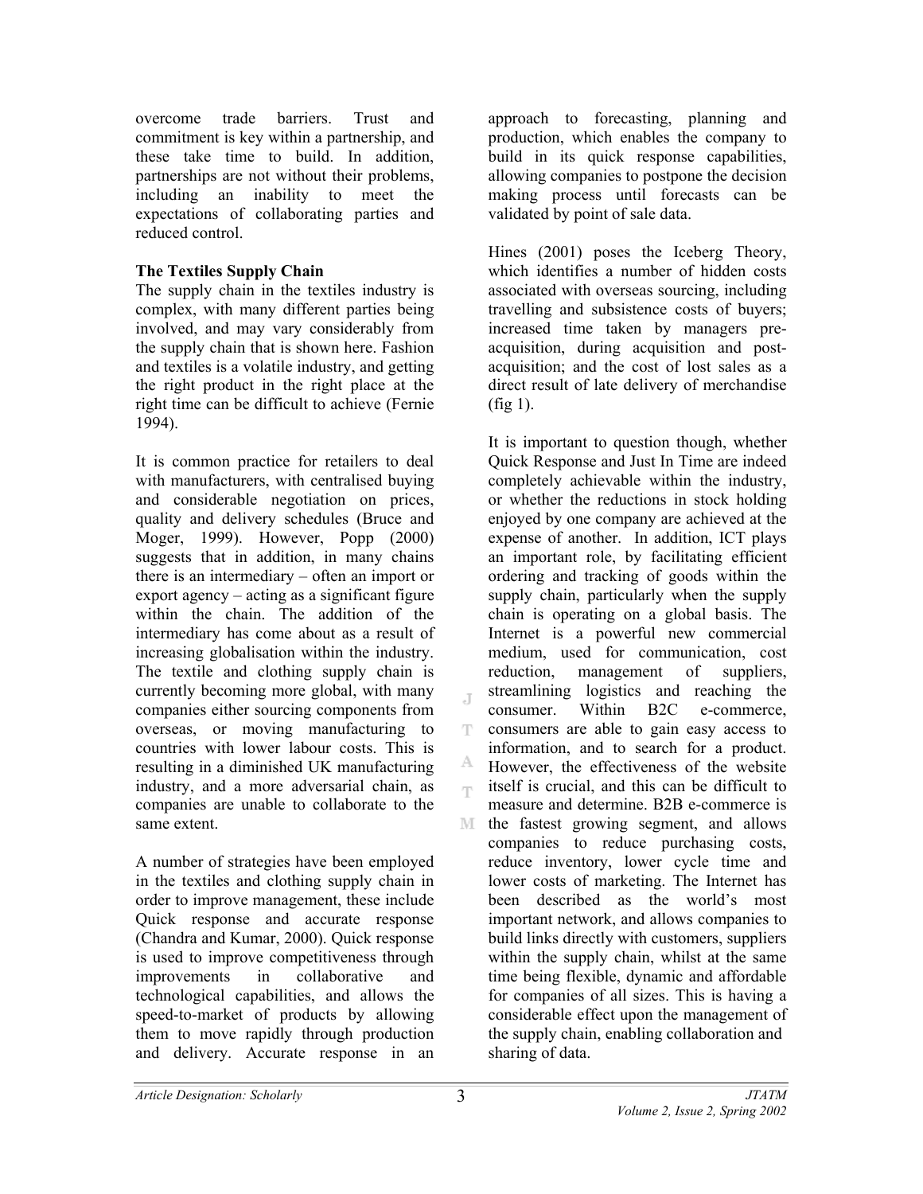overcome trade barriers. Trust and commitment is key within a partnership, and these take time to build. In addition, partnerships are not without their problems, including an inability to meet the expectations of collaborating parties and reduced control.

**The Textiles Supply Chain**

The supply chain in the textiles industry is complex, with many different parties being involved, and may vary considerably from the supply chain that is shown here. Fashion and textiles is a volatile industry, and getting the right product in the right place at the right time can be difficult to achieve (Fernie 1994).

It is common practice for retailers to deal with manufacturers, with centralised buying and considerable negotiation on prices, quality and delivery schedules (Bruce and Moger, 1999). However, Popp (2000) suggests that in addition, in many chains there is an intermediary – often an import or export agency – acting as a significant figure within the chain. The addition of the intermediary has come about as a result of increasing globalisation within the industry. The textile and clothing supply chain is currently becoming more global, with many companies either sourcing components from overseas, or moving manufacturing to countries with lower labour costs. This is resulting in a diminished UK manufacturing industry, and a more adversarial chain, as companies are unable to collaborate to the same extent.

A number of strategies have been employed in the textiles and clothing supply chain in order to improve management, these include Quick response and accurate response (Chandra and Kumar, 2000). Quick response is used to improve competitiveness through improvements in collaborative and technological capabilities, and allows the speed-to-market of products by allowing them to move rapidly through production and delivery. Accurate response in an approach to forecasting, planning and production, which enables the company to build in its quick response capabilities, allowing companies to postpone the decision making process until forecasts can be validated by point of sale data.

Hines (2001) poses the Iceberg Theory, which identifies a number of hidden costs associated with overseas sourcing, including travelling and subsistence costs of buyers; increased time taken by managers pre-acquisition, during acquisition and post-acquisition; and the cost of lost sales as a direct result of late delivery of merchandise (fig 1).

It is important to question though, whether Quick Response and Just In Time are indeed completely achievable within the industry, or whether the reductions in stock holding enjoyed by one company are achieved at the expense of another. In addition, ICT plays an important role, by facilitating efficient ordering and tracking of goods within the supply chain, particularly when the supply chain is operating on a global basis. The Internet is a powerful new commercial medium, used for communication, cost reduction, management of suppliers, streamlining logistics and reaching the consumer. Within B2C e-commerce, consumers are able to gain easy access to information, and to search for a product. However, the effectiveness of the website itself is crucial, and this can be difficult to measure and determine. B2B e-commerce is the fastest growing segment, and allows companies to reduce purchasing costs, reduce inventory, lower cycle time and lower costs of marketing. The Internet has been described as the world's most important network, and allows companies to build links directly with customers, suppliers within the supply chain, whilst at the same time being flexible, dynamic and affordable for companies of all sizes. This is having a considerable effect upon the management of the supply chain, enabling collaboration and sharing of data.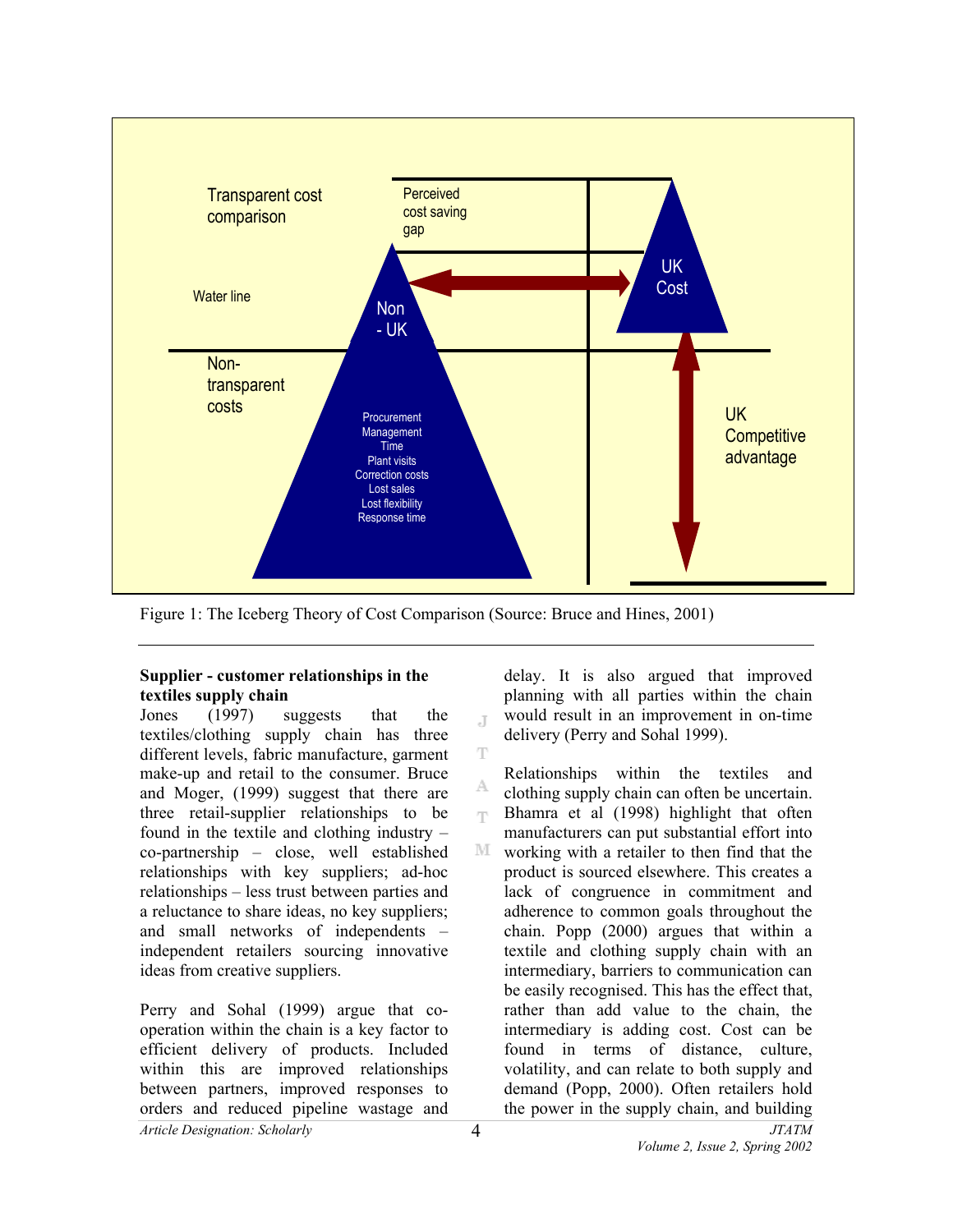Figure 1: The Iceberg Theory of Cost Comparison (Source: Bruce and Hines, 2001)

**Supplier - customer relationships in the textiles supply chain**

Jones (1997) suggests that the textiles/clothing supply chain has three different levels, fabric manufacture, garment make-up and retail to the consumer. Bruce and Moger, (1999) suggest that there are three retail-supplier relationships to be found in the textile and clothing industry – co-partnership – close, well established relationships with key suppliers; ad-hoc relationships – less trust between parties and a reluctance to share ideas, no key suppliers; and small networks of independents – independent retailers sourcing innovative ideas from creative suppliers.

Perry and Sohal (1999) argue that co-operation within the chain is a key factor to efficient delivery of products. Included within this are improved relationships between partners, improved responses to orders and reduced pipeline wastage and delay. It is also argued that improved planning with all parties within the chain would result in an improvement in on-time delivery (Perry and Sohal 1999).

Relationships within the textiles and clothing supply chain can often be uncertain. Bhamra et al (1998) highlight that often manufacturers can put substantial effort into working with a retailer to then find that the product is sourced elsewhere. This creates a lack of congruence in commitment and adherence to common goals throughout the chain. Popp (2000) argues that within a textile and clothing supply chain with an intermediary, barriers to communication can be easily recognised. This has the effect that, rather than add value to the chain, the intermediary is adding cost. Cost can be found in terms of distance, culture, volatility, and can relate to both supply and demand (Popp, 2000). Often retailers hold the power in the supply chain, and building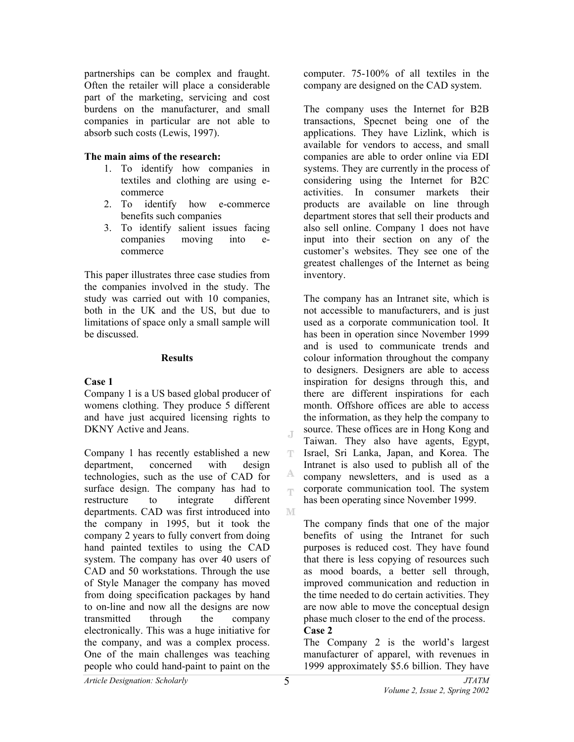partnerships can be complex and fraught. Often the retailer will place a considerable part of the marketing, servicing and cost burdens on the manufacturer, and small companies in particular are not able to absorb such costs (Lewis, 1997).

**The main aims of the research:**

1. To identify how companies in textiles and clothing are using e-commerce
2. To identify how e-commerce benefits such companies
3. To identify salient issues facing companies moving into e-commerce

This paper illustrates three case studies from the companies involved in the study. The study was carried out with 10 companies, both in the UK and the US, but due to limitations of space only a small sample will be discussed.

## Results

### Case 1

Company 1 is a US based global producer of womens clothing. They produce 5 different and have just acquired licensing rights to DKNY Active and Jeans.

Company 1 has recently established a new department, concerned with design technologies, such as the use of CAD for surface design. The company has had to restructure to integrate different departments. CAD was first introduced into the company in 1995, but it took the company 2 years to fully convert from doing hand painted textiles to using the CAD system. The company has over 40 users of CAD and 50 workstations. Through the use of Style Manager the company has moved from doing specification packages by hand to on-line and now all the designs are now transmitted through the company electronically. This was a huge initiative for the company, and was a complex process. One of the main challenges was teaching people who could hand-paint to paint on the computer. 75-100% of all textiles in the company are designed on the CAD system.

The company uses the Internet for B2B transactions, Specnet being one of the applications. They have Lizlink, which is available for vendors to access, and small companies are able to order online via EDI systems. They are currently in the process of considering using the Internet for B2C activities. In consumer markets their products are available on line through department stores that sell their products and also sell online. Company 1 does not have input into their section on any of the customer's websites. They see one of the greatest challenges of the Internet as being inventory.

The company has an Intranet site, which is not accessible to manufacturers, and is just used as a corporate communication tool. It has been in operation since November 1999 and is used to communicate trends and colour information throughout the company to designers. Designers are able to access inspiration for designs through this, and there are different inspirations for each month. Offshore offices are able to access the information, as they help the company to source. These offices are in Hong Kong and Taiwan. They also have agents, Egypt, Israel, Sri Lanka, Japan, and Korea. The Intranet is also used to publish all of the company newsletters, and is used as a corporate communication tool. The system has been operating since November 1999.

The company finds that one of the major benefits of using the Intranet for such purposes is reduced cost. They have found that there is less copying of resources such as mood boards, a better sell through, improved communication and reduction in the time needed to do certain activities. They are now able to move the conceptual design phase much closer to the end of the process.

### Case 2

The Company 2 is the world's largest manufacturer of apparel, with revenues in 1999 approximately $5.6 billion. They have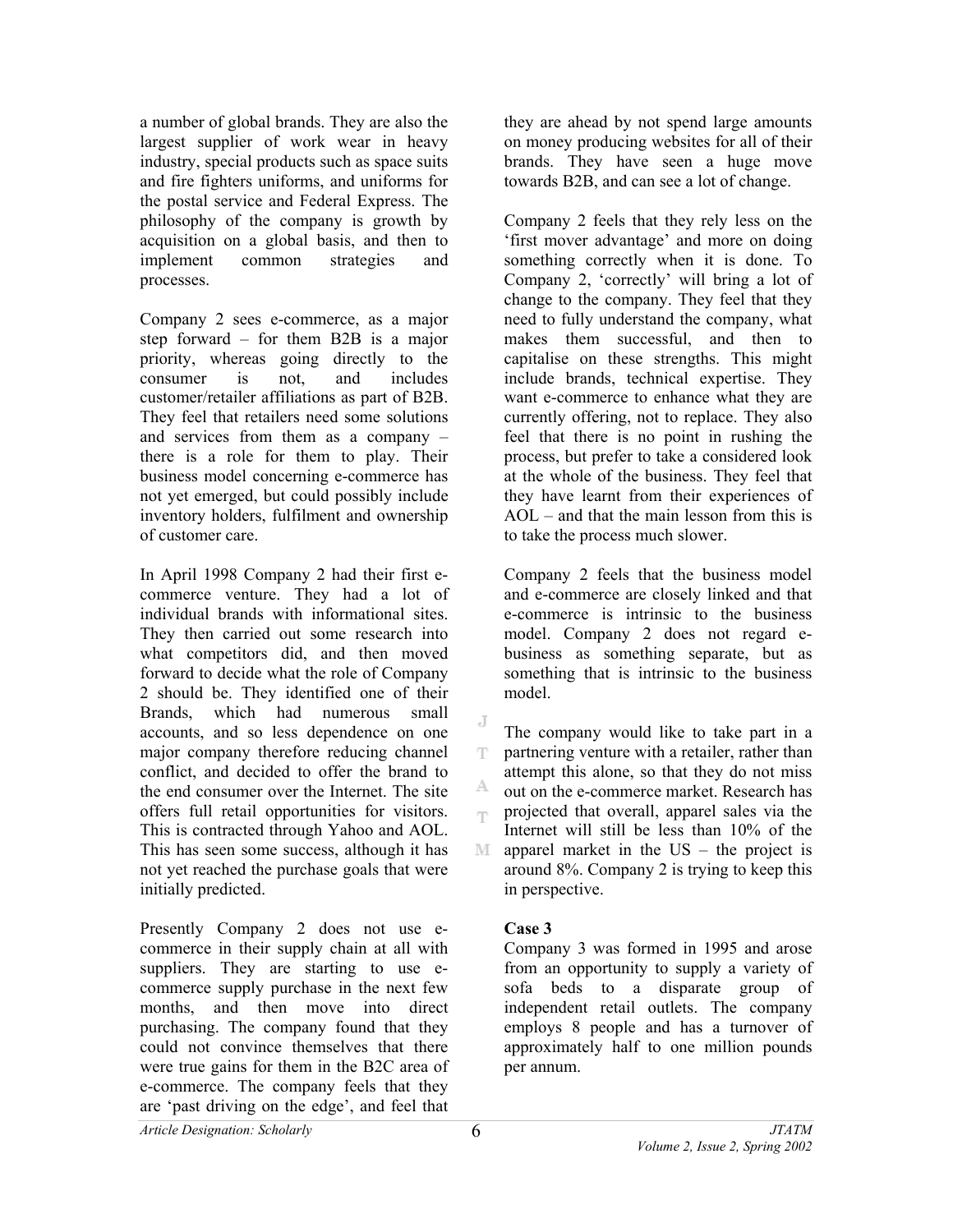a number of global brands. They are also the largest supplier of work wear in heavy industry, special products such as space suits and fire fighters uniforms, and uniforms for the postal service and Federal Express. The philosophy of the company is growth by acquisition on a global basis, and then to implement common strategies and processes.

Company 2 sees e-commerce, as a major step forward – for them B2B is a major priority, whereas going directly to the consumer is not, and includes customer/retailer affiliations as part of B2B. They feel that retailers need some solutions and services from them as a company – there is a role for them to play. Their business model concerning e-commerce has not yet emerged, but could possibly include inventory holders, fulfilment and ownership of customer care.

In April 1998 Company 2 had their first e-commerce venture. They had a lot of individual brands with informational sites. They then carried out some research into what competitors did, and then moved forward to decide what the role of Company 2 should be. They identified one of their Brands, which had numerous small accounts, and so less dependence on one major company therefore reducing channel conflict, and decided to offer the brand to the end consumer over the Internet. The site offers full retail opportunities for visitors. This is contracted through Yahoo and AOL. This has seen some success, although it has not yet reached the purchase goals that were initially predicted.

Presently Company 2 does not use e-commerce in their supply chain at all with suppliers. They are starting to use e-commerce supply purchase in the next few months, and then move into direct purchasing. The company found that they could not convince themselves that there were true gains for them in the B2C area of e-commerce. The company feels that they are 'past driving on the edge', and feel that they are ahead by not spend large amounts on money producing websites for all of their brands. They have seen a huge move towards B2B, and can see a lot of change.

Company 2 feels that they rely less on the 'first mover advantage' and more on doing something correctly when it is done. To Company 2, 'correctly' will bring a lot of change to the company. They feel that they need to fully understand the company, what makes them successful, and then to capitalise on these strengths. This might include brands, technical expertise. They want e-commerce to enhance what they are currently offering, not to replace. They also feel that there is no point in rushing the process, but prefer to take a considered look at the whole of the business. They feel that they have learnt from their experiences of AOL – and that the main lesson from this is to take the process much slower.

Company 2 feels that the business model and e-commerce are closely linked and that e-commerce is intrinsic to the business model. Company 2 does not regard e-business as something separate, but as something that is intrinsic to the business model.

The company would like to take part in a partnering venture with a retailer, rather than attempt this alone, so that they do not miss out on the e-commerce market. Research has projected that overall, apparel sales via the Internet will still be less than 10% of the apparel market in the US – the project is around 8%. Company 2 is trying to keep this in perspective.

**Case 3**

Company 3 was formed in 1995 and arose from an opportunity to supply a variety of sofa beds to a disparate group of independent retail outlets. The company employs 8 people and has a turnover of approximately half to one million pounds per annum.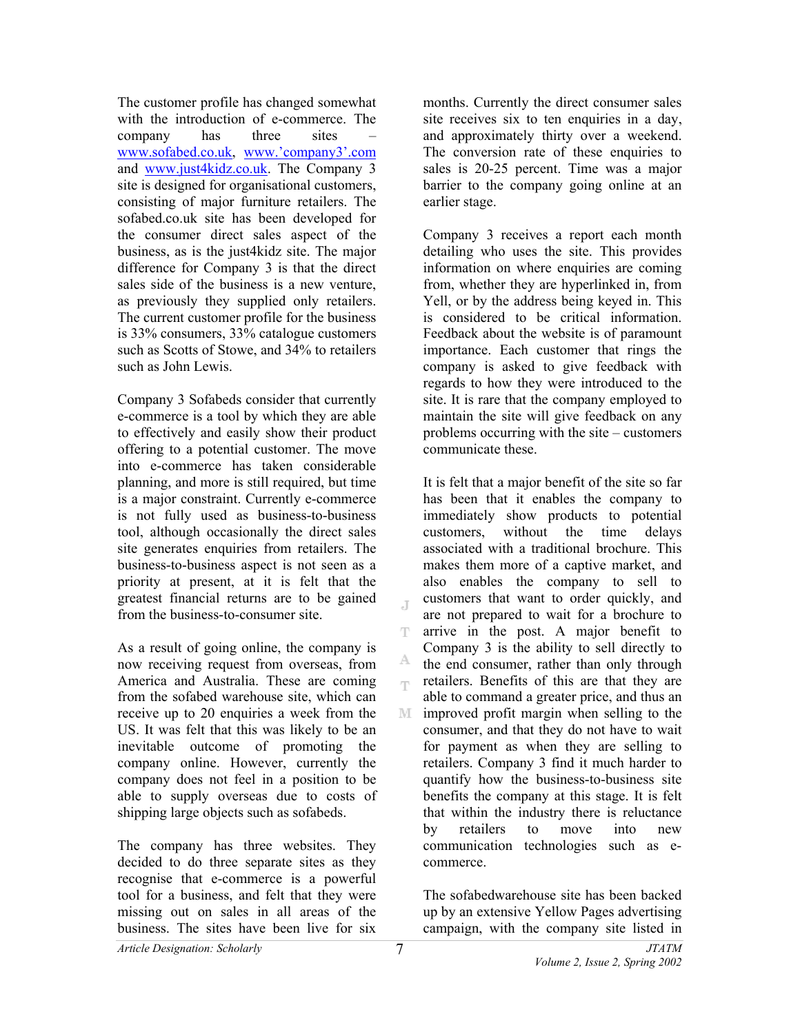The customer profile has changed somewhat with the introduction of e-commerce. The company has three sites – www.sofabed.co.uk, www.'company3'.com and www.just4kidz.co.uk. The Company 3 site is designed for organisational customers, consisting of major furniture retailers. The sofabed.co.uk site has been developed for the consumer direct sales aspect of the business, as is the just4kidz site. The major difference for Company 3 is that the direct sales side of the business is a new venture, as previously they supplied only retailers. The current customer profile for the business is 33% consumers, 33% catalogue customers such as Scotts of Stowe, and 34% to retailers such as John Lewis.

Company 3 Sofabeds consider that currently e-commerce is a tool by which they are able to effectively and easily show their product offering to a potential customer. The move into e-commerce has taken considerable planning, and more is still required, but time is a major constraint. Currently e-commerce is not fully used as business-to-business tool, although occasionally the direct sales site generates enquiries from retailers. The business-to-business aspect is not seen as a priority at present, at it is felt that the greatest financial returns are to be gained from the business-to-consumer site.

As a result of going online, the company is now receiving request from overseas, from America and Australia. These are coming from the sofabed warehouse site, which can receive up to 20 enquiries a week from the US. It was felt that this was likely to be an inevitable outcome of promoting the company online. However, currently the company does not feel in a position to be able to supply overseas due to costs of shipping large objects such as sofabeds.

The company has three websites. They decided to do three separate sites as they recognise that e-commerce is a powerful tool for a business, and felt that they were missing out on sales in all areas of the business. The sites have been live for six months. Currently the direct consumer sales site receives six to ten enquiries in a day, and approximately thirty over a weekend. The conversion rate of these enquiries to sales is 20-25 percent. Time was a major barrier to the company going online at an earlier stage.

Company 3 receives a report each month detailing who uses the site. This provides information on where enquiries are coming from, whether they are hyperlinked in, from Yell, or by the address being keyed in. This is considered to be critical information. Feedback about the website is of paramount importance. Each customer that rings the company is asked to give feedback with regards to how they were introduced to the site. It is rare that the company employed to maintain the site will give feedback on any problems occurring with the site – customers communicate these.

It is felt that a major benefit of the site so far has been that it enables the company to immediately show products to potential customers, without the time delays associated with a traditional brochure. This makes them more of a captive market, and also enables the company to sell to customers that want to order quickly, and are not prepared to wait for a brochure to arrive in the post. A major benefit to Company 3 is the ability to sell directly to the end consumer, rather than only through retailers. Benefits of this are that they are able to command a greater price, and thus an improved profit margin when selling to the consumer, and that they do not have to wait for payment as when they are selling to retailers. Company 3 find it much harder to quantify how the business-to-business site benefits the company at this stage. It is felt that within the industry there is reluctance by retailers to move into new communication technologies such as e-commerce.

The sofabedwarehouse site has been backed up by an extensive Yellow Pages advertising campaign, with the company site listed in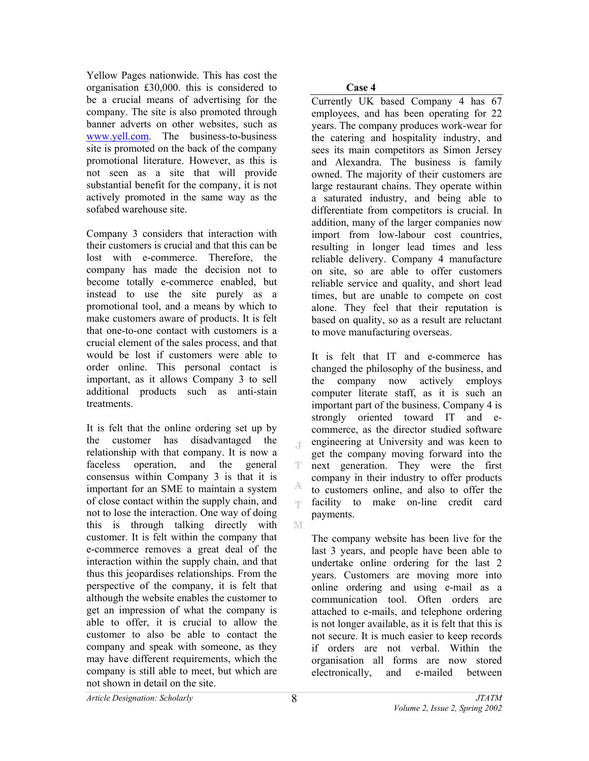Yellow Pages nationwide. This has cost the organisation £30,000. this is considered to be a crucial means of advertising for the company. The site is also promoted through banner adverts on other websites, such as www.yell.com. The business-to-business site is promoted on the back of the company promotional literature. However, as this is not seen as a site that will provide substantial benefit for the company, it is not actively promoted in the same way as the sofabed warehouse site.

Company 3 considers that interaction with their customers is crucial and that this can be lost with e-commerce. Therefore, the company has made the decision not to become totally e-commerce enabled, but instead to use the site purely as a promotional tool, and a means by which to make customers aware of products. It is felt that one-to-one contact with customers is a crucial element of the sales process, and that would be lost if customers were able to order online. This personal contact is important, as it allows Company 3 to sell additional products such as anti-stain treatments.

It is felt that the online ordering set up by the customer has disadvantaged the relationship with that company. It is now a faceless operation, and the general consensus within Company 3 is that it is important for an SME to maintain a system of close contact within the supply chain, and not to lose the interaction. One way of doing this is through talking directly with customer. It is felt within the company that e-commerce removes a great deal of the interaction within the supply chain, and that thus this jeopardises relationships. From the perspective of the company, it is felt that although the website enables the customer to get an impression of what the company is able to offer, it is crucial to allow the customer to also be able to contact the company and speak with someone, as they may have different requirements, which the company is still able to meet, but which are not shown in detail on the site.

**Case 4**

Currently UK based Company 4 has 67 employees, and has been operating for 22 years. The company produces work-wear for the catering and hospitality industry, and sees its main competitors as Simon Jersey and Alexandra. The business is family owned. The majority of their customers are large restaurant chains. They operate within a saturated industry, and being able to differentiate from competitors is crucial. In addition, many of the larger companies now import from low-labour cost countries, resulting in longer lead times and less reliable delivery. Company 4 manufacture on site, so are able to offer customers reliable service and quality, and short lead times, but are unable to compete on cost alone. They feel that their reputation is based on quality, so as a result are reluctant to move manufacturing overseas.

It is felt that IT and e-commerce has changed the philosophy of the business, and the company now actively employs computer literate staff, as it is such an important part of the business. Company 4 is strongly oriented toward IT and e-commerce, as the director studied software engineering at University and was keen to get the company moving forward into the next generation. They were the first company in their industry to offer products to customers online, and also to offer the facility to make on-line credit card payments.

The company website has been live for the last 3 years, and people have been able to undertake online ordering for the last 2 years. Customers are moving more into online ordering and using e-mail as a communication tool. Often orders are attached to e-mails, and telephone ordering is not longer available, as it is felt that this is not secure. It is much easier to keep records if orders are not verbal. Within the organisation all forms are now stored electronically, and e-mailed between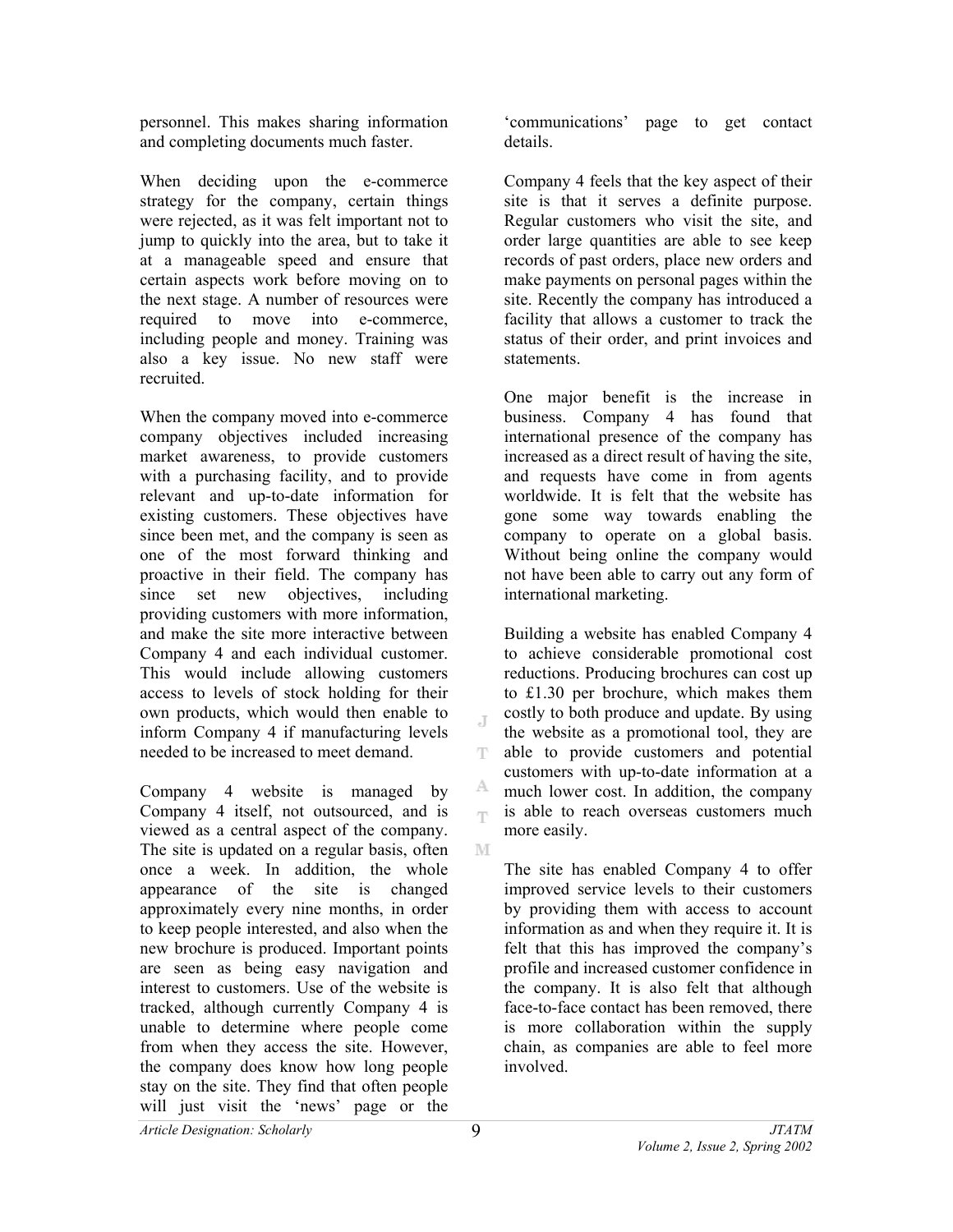personnel. This makes sharing information and completing documents much faster.

When deciding upon the e-commerce strategy for the company, certain things were rejected, as it was felt important not to jump to quickly into the area, but to take it at a manageable speed and ensure that certain aspects work before moving on to the next stage. A number of resources were required to move into e-commerce, including people and money. Training was also a key issue. No new staff were recruited.

When the company moved into e-commerce company objectives included increasing market awareness, to provide customers with a purchasing facility, and to provide relevant and up-to-date information for existing customers. These objectives have since been met, and the company is seen as one of the most forward thinking and proactive in their field. The company has since set new objectives, including providing customers with more information, and make the site more interactive between Company 4 and each individual customer. This would include allowing customers access to levels of stock holding for their own products, which would then enable to inform Company 4 if manufacturing levels needed to be increased to meet demand.

Company 4 website is managed by Company 4 itself, not outsourced, and is viewed as a central aspect of the company. The site is updated on a regular basis, often once a week. In addition, the whole appearance of the site is changed approximately every nine months, in order to keep people interested, and also when the new brochure is produced. Important points are seen as being easy navigation and interest to customers. Use of the website is tracked, although currently Company 4 is unable to determine where people come from when they access the site. However, the company does know how long people stay on the site. They find that often people will just visit the 'news' page or the 'communications' page to get contact details.

Company 4 feels that the key aspect of their site is that it serves a definite purpose. Regular customers who visit the site, and order large quantities are able to see keep records of past orders, place new orders and make payments on personal pages within the site. Recently the company has introduced a facility that allows a customer to track the status of their order, and print invoices and statements.

One major benefit is the increase in business. Company 4 has found that international presence of the company has increased as a direct result of having the site, and requests have come in from agents worldwide. It is felt that the website has gone some way towards enabling the company to operate on a global basis. Without being online the company would not have been able to carry out any form of international marketing.

Building a website has enabled Company 4 to achieve considerable promotional cost reductions. Producing brochures can cost up to £1.30 per brochure, which makes them costly to both produce and update. By using the website as a promotional tool, they are able to provide customers and potential customers with up-to-date information at a much lower cost. In addition, the company is able to reach overseas customers much more easily.

The site has enabled Company 4 to offer improved service levels to their customers by providing them with access to account information as and when they require it. It is felt that this has improved the company's profile and increased customer confidence in the company. It is also felt that although face-to-face contact has been removed, there is more collaboration within the supply chain, as companies are able to feel more involved.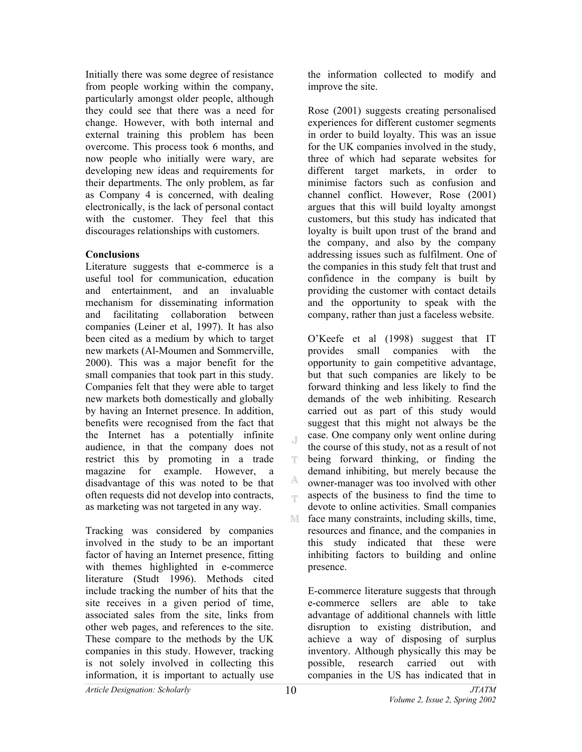Initially there was some degree of resistance from people working within the company, particularly amongst older people, although they could see that there was a need for change. However, with both internal and external training this problem has been overcome. This process took 6 months, and now people who initially were wary, are developing new ideas and requirements for their departments. The only problem, as far as Company 4 is concerned, with dealing electronically, is the lack of personal contact with the customer. They feel that this discourages relationships with customers.

**Conclusions**

Literature suggests that e-commerce is a useful tool for communication, education and entertainment, and an invaluable mechanism for disseminating information and facilitating collaboration between companies (Leiner et al, 1997). It has also been cited as a medium by which to target new markets (Al-Moumen and Sommerville, 2000). This was a major benefit for the small companies that took part in this study. Companies felt that they were able to target new markets both domestically and globally by having an Internet presence. In addition, benefits were recognised from the fact that the Internet has a potentially infinite audience, in that the company does not restrict this by promoting in a trade magazine for example. However, a disadvantage of this was noted to be that often requests did not develop into contracts, as marketing was not targeted in any way.

Tracking was considered by companies involved in the study to be an important factor of having an Internet presence, fitting with themes highlighted in e-commerce literature (Studt 1996). Methods cited include tracking the number of hits that the site receives in a given period of time, associated sales from the site, links from other web pages, and references to the site. These compare to the methods by the UK companies in this study. However, tracking is not solely involved in collecting this information, it is important to actually use the information collected to modify and improve the site.

Rose (2001) suggests creating personalised experiences for different customer segments in order to build loyalty. This was an issue for the UK companies involved in the study, three of which had separate websites for different target markets, in order to minimise factors such as confusion and channel conflict. However, Rose (2001) argues that this will build loyalty amongst customers, but this study has indicated that loyalty is built upon trust of the brand and the company, and also by the company addressing issues such as fulfilment. One of the companies in this study felt that trust and confidence in the company is built by providing the customer with contact details and the opportunity to speak with the company, rather than just a faceless website.

O'Keefe et al (1998) suggest that IT provides small companies with the opportunity to gain competitive advantage, but that such companies are likely to be forward thinking and less likely to find the demands of the web inhibiting. Research carried out as part of this study would suggest that this might not always be the case. One company only went online during the course of this study, not as a result of not being forward thinking, or finding the demand inhibiting, but merely because the owner-manager was too involved with other aspects of the business to find the time to devote to online activities. Small companies face many constraints, including skills, time, resources and finance, and the companies in this study indicated that these were inhibiting factors to building and online presence.

E-commerce literature suggests that through e-commerce sellers are able to take advantage of additional channels with little disruption to existing distribution, and achieve a way of disposing of surplus inventory. Although physically this may be possible, research carried out with companies in the US has indicated that in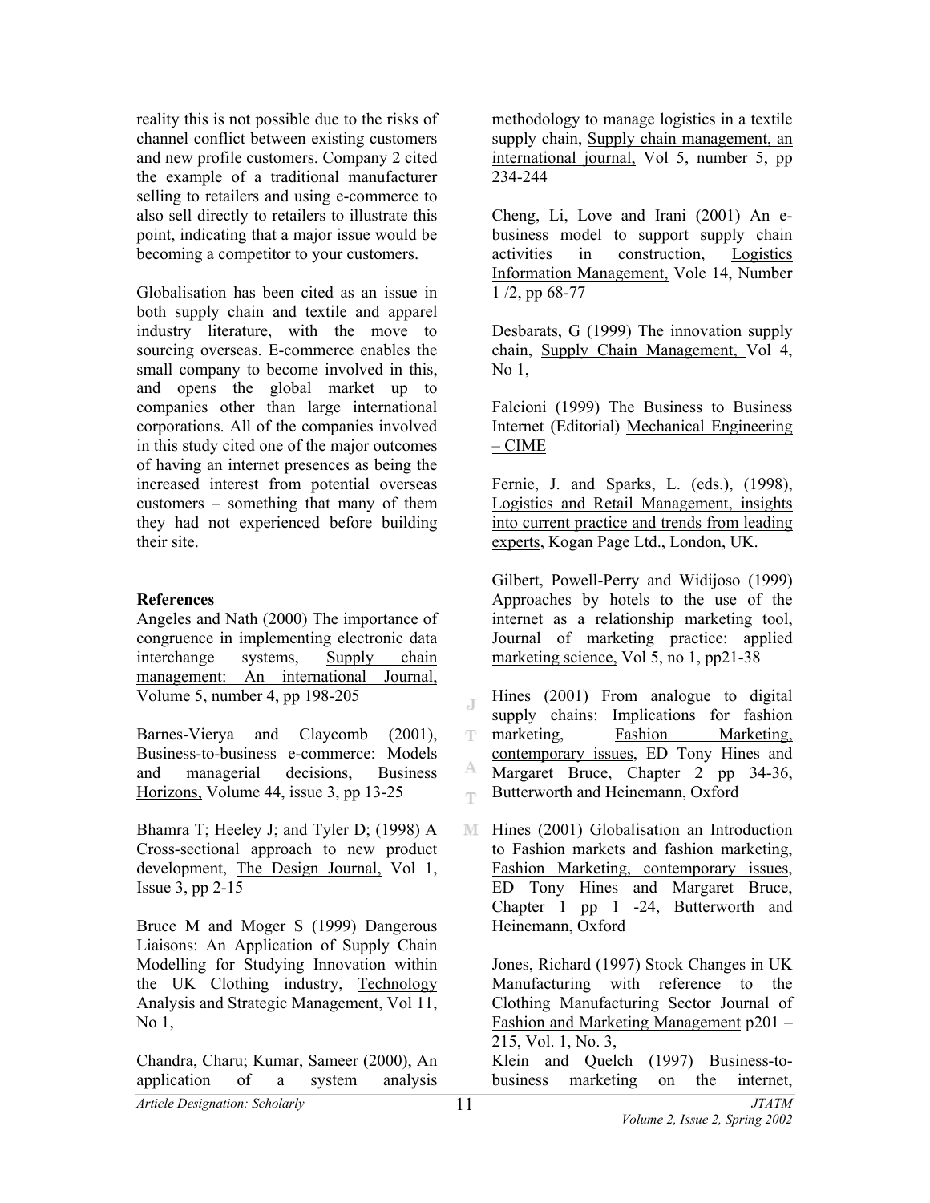reality this is not possible due to the risks of channel conflict between existing customers and new profile customers. Company 2 cited the example of a traditional manufacturer selling to retailers and using e-commerce to also sell directly to retailers to illustrate this point, indicating that a major issue would be becoming a competitor to your customers.

Globalisation has been cited as an issue in both supply chain and textile and apparel industry literature, with the move to sourcing overseas. E-commerce enables the small company to become involved in this, and opens the global market up to companies other than large international corporations. All of the companies involved in this study cited one of the major outcomes of having an internet presences as being the increased interest from potential overseas customers – something that many of them they had not experienced before building their site.

## References

Angeles and Nath (2000) The importance of congruence in implementing electronic data interchange systems, Supply chain management: An international Journal, Volume 5, number 4, pp 198-205

Barnes-Vierya and Claycomb (2001), Business-to-business e-commerce: Models and managerial decisions, Business Horizons, Volume 44, issue 3, pp 13-25

Bhamra T; Heeley J; and Tyler D; (1998) A Cross-sectional approach to new product development, The Design Journal, Vol 1, Issue 3, pp 2-15

Bruce M and Moger S (1999) Dangerous Liaisons: An Application of Supply Chain Modelling for Studying Innovation within the UK Clothing industry, Technology Analysis and Strategic Management, Vol 11, No 1,

Chandra, Charu; Kumar, Sameer (2000), An application of a system analysis methodology to manage logistics in a textile supply chain, Supply chain management, an international journal, Vol 5, number 5, pp 234-244

Cheng, Li, Love and Irani (2001) An e-business model to support supply chain activities in construction, Logistics Information Management, Vole 14, Number 1 /2, pp 68-77

Desbarats, G (1999) The innovation supply chain, Supply Chain Management, Vol 4, No 1,

Falcioni (1999) The Business to Business Internet (Editorial) Mechanical Engineering – CIME

Fernie, J. and Sparks, L. (eds.), (1998), Logistics and Retail Management, insights into current practice and trends from leading experts, Kogan Page Ltd., London, UK.

Gilbert, Powell-Perry and Widijoso (1999) Approaches by hotels to the use of the internet as a relationship marketing tool, Journal of marketing practice: applied marketing science, Vol 5, no 1, pp21-38

Hines (2001) From analogue to digital supply chains: Implications for fashion marketing, Fashion Marketing, contemporary issues, ED Tony Hines and Margaret Bruce, Chapter 2 pp 34-36, Butterworth and Heinemann, Oxford

Hines (2001) Globalisation an Introduction to Fashion markets and fashion marketing, Fashion Marketing, contemporary issues, ED Tony Hines and Margaret Bruce, Chapter 1 pp 1 -24, Butterworth and Heinemann, Oxford

Jones, Richard (1997) Stock Changes in UK Manufacturing with reference to the Clothing Manufacturing Sector Journal of Fashion and Marketing Management p201 – 215, Vol. 1, No. 3,

Klein and Quelch (1997) Business-to-business marketing on the internet,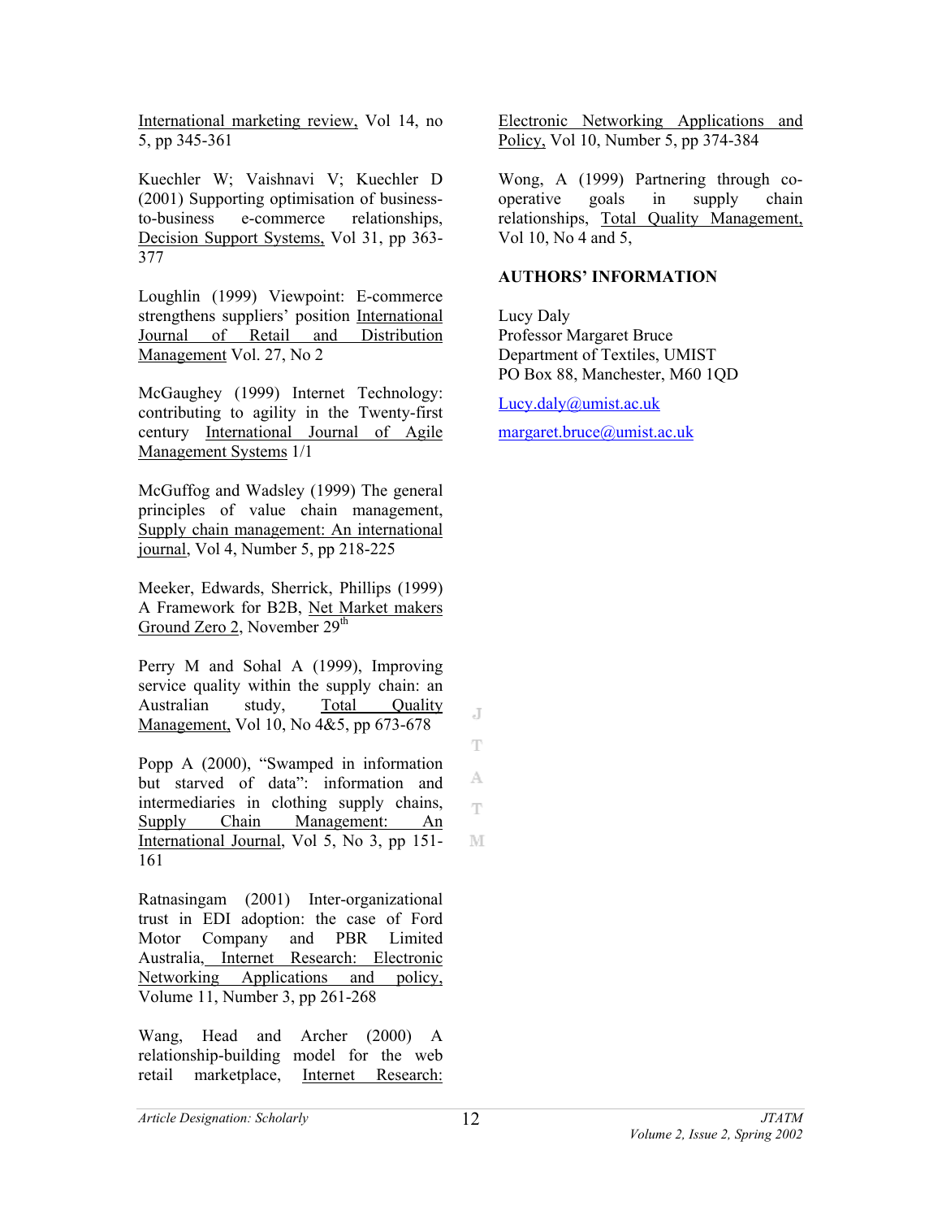International marketing review, Vol 14, no 5, pp 345-361

Kuechler W; Vaishnavi V; Kuechler D (2001) Supporting optimisation of business-to-business e-commerce relationships, Decision Support Systems, Vol 31, pp 363-377

Loughlin (1999) Viewpoint: E-commerce strengthens suppliers' position International Journal of Retail and Distribution Management Vol. 27, No 2

McGaughey (1999) Internet Technology: contributing to agility in the Twenty-first century International Journal of Agile Management Systems 1/1

McGuffog and Wadsley (1999) The general principles of value chain management, Supply chain management: An international journal, Vol 4, Number 5, pp 218-225

Meeker, Edwards, Sherrick, Phillips (1999) A Framework for B2B, Net Market makers Ground Zero 2, November 29th

Perry M and Sohal A (1999), Improving service quality within the supply chain: an Australian study, Total Quality Management, Vol 10, No 4&5, pp 673-678

Popp A (2000), "Swamped in information but starved of data": information and intermediaries in clothing supply chains, Supply Chain Management: An International Journal, Vol 5, No 3, pp 151-161

Ratnasingam (2001) Inter-organizational trust in EDI adoption: the case of Ford Motor Company and PBR Limited Australia, Internet Research: Electronic Networking Applications and policy, Volume 11, Number 3, pp 261-268

Wang, Head and Archer (2000) A relationship-building model for the web retail marketplace, Internet Research: Electronic Networking Applications and Policy, Vol 10, Number 5, pp 374-384

Wong, A (1999) Partnering through co-operative goals in supply chain relationships, Total Quality Management, Vol 10, No 4 and 5,

## AUTHORS' INFORMATION

Lucy Daly
Professor Margaret Bruce
Department of Textiles, UMIST
PO Box 88, Manchester, M60 1QD

Lucy.daly@umist.ac.uk

margaret.bruce@umist.ac.uk